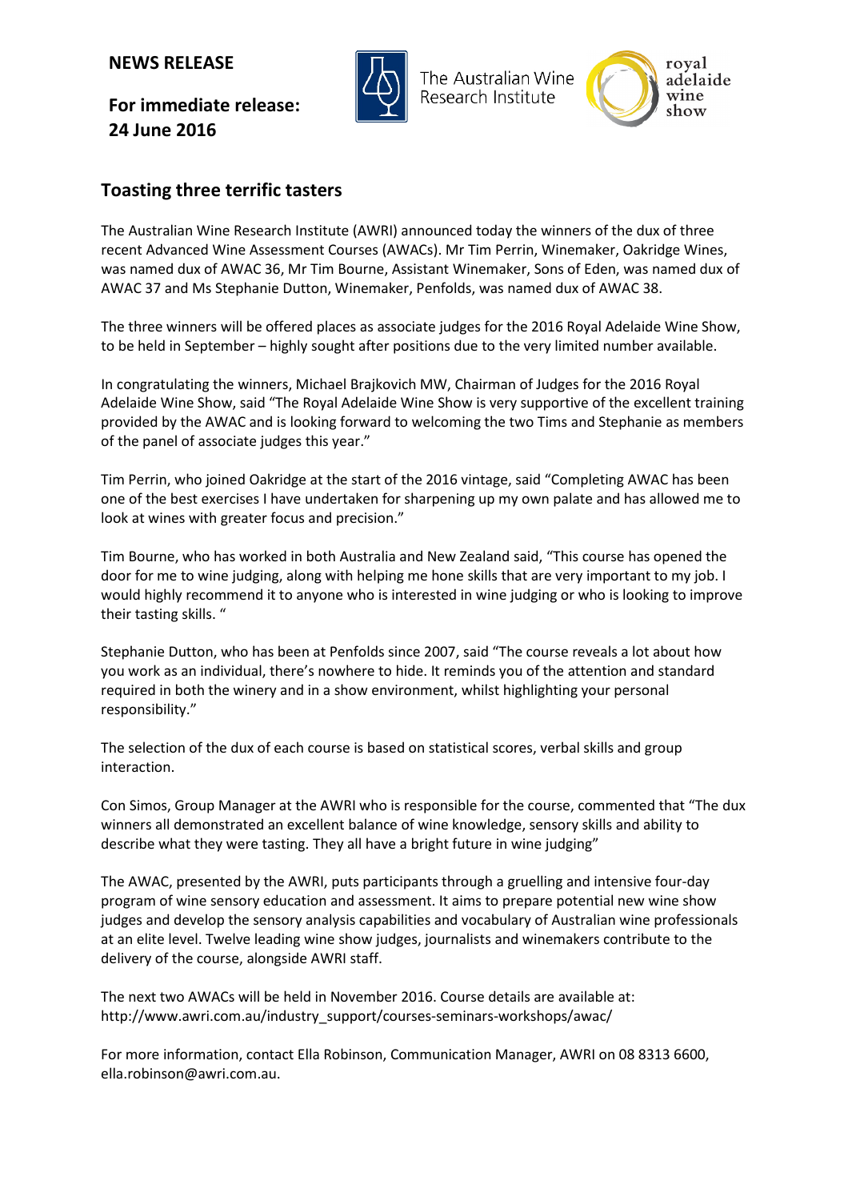**NEWS RELEASE**

**For immediate release: 24 June 2016**

The Australian Wine Research Institute

royal adelaide wine show

## Toasting three terrific tasters

The Australian Wine Research Institute (AWRI) announced today the winners of the dux of three recent Advanced Wine Assessment Courses (AWACs). Mr Tim Perrin, Winemaker, Oakridge Wines, was named dux of AWAC 36, Mr Tim Bourne, Assistant Winemaker, Sons of Eden, was named dux of AWAC 37 and Ms Stephanie Dutton, Winemaker, Penfolds, was named dux of AWAC 38.

The three winners will be offered places as associate judges for the 2016 Royal Adelaide Wine Show, to be held in September – highly sought after positions due to the very limited number available.

In congratulating the winners, Michael Brajkovich MW, Chairman of Judges for the 2016 Royal Adelaide Wine Show, said "The Royal Adelaide Wine Show is very supportive of the excellent training provided by the AWAC and is looking forward to welcoming the two Tims and Stephanie as members of the panel of associate judges this year."

Tim Perrin, who joined Oakridge at the start of the 2016 vintage, said "Completing AWAC has been one of the best exercises I have undertaken for sharpening up my own palate and has allowed me to look at wines with greater focus and precision."

Tim Bourne, who has worked in both Australia and New Zealand said, "This course has opened the door for me to wine judging, along with helping me hone skills that are very important to my job. I would highly recommend it to anyone who is interested in wine judging or who is looking to improve their tasting skills. "

Stephanie Dutton, who has been at Penfolds since 2007, said "The course reveals a lot about how you work as an individual, there's nowhere to hide. It reminds you of the attention and standard required in both the winery and in a show environment, whilst highlighting your personal responsibility."

The selection of the dux of each course is based on statistical scores, verbal skills and group interaction.

Con Simos, Group Manager at the AWRI who is responsible for the course, commented that "The dux winners all demonstrated an excellent balance of wine knowledge, sensory skills and ability to describe what they were tasting. They all have a bright future in wine judging"

The AWAC, presented by the AWRI, puts participants through a gruelling and intensive four-day program of wine sensory education and assessment. It aims to prepare potential new wine show judges and develop the sensory analysis capabilities and vocabulary of Australian wine professionals at an elite level. Twelve leading wine show judges, journalists and winemakers contribute to the delivery of the course, alongside AWRI staff.

The next two AWACs will be held in November 2016. Course details are available at: http://www.awri.com.au/industry_support/courses-seminars-workshops/awac/

For more information, contact Ella Robinson, Communication Manager, AWRI on 08 8313 6600, ella.robinson@awri.com.au.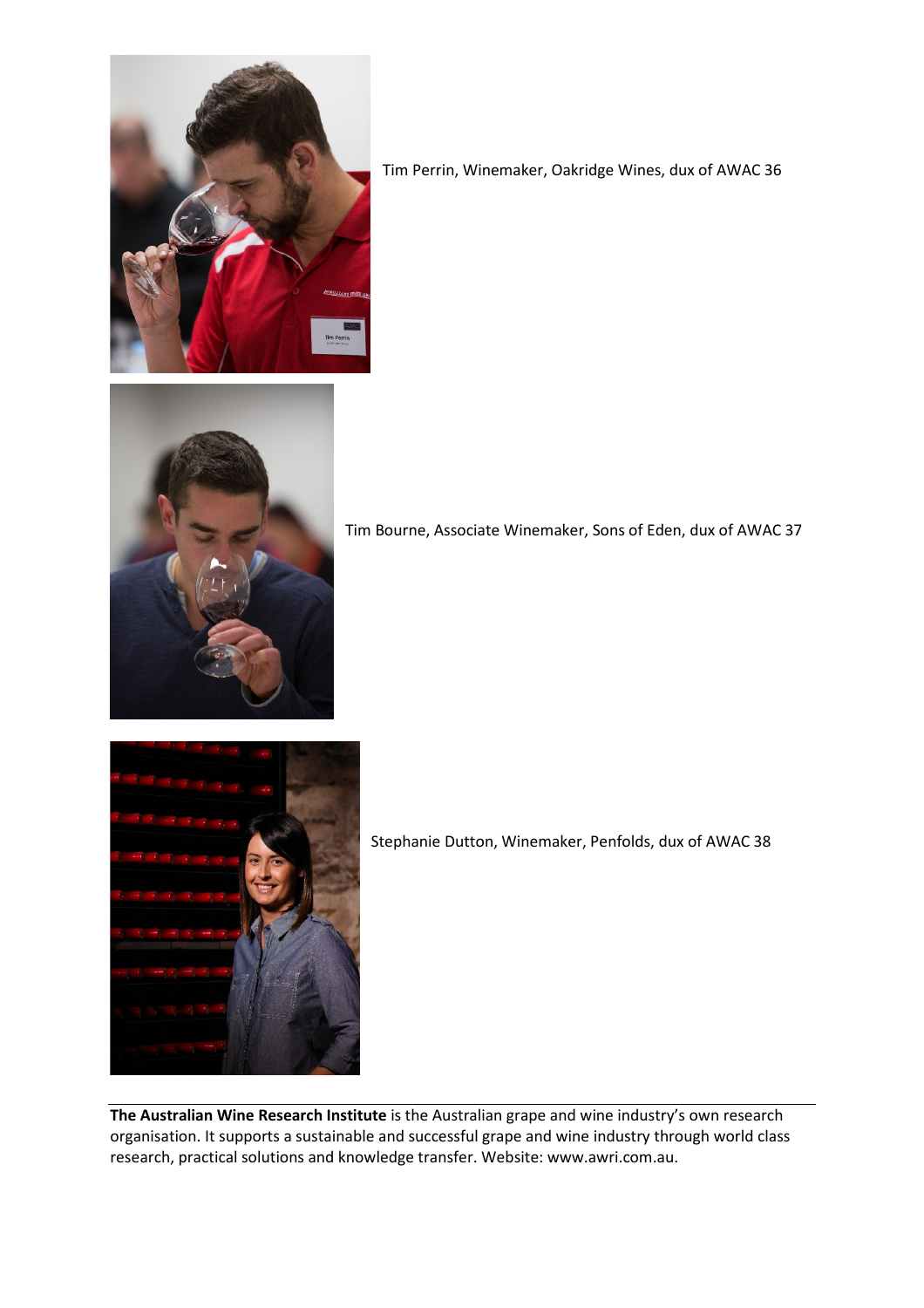Tim Perrin, Winemaker, Oakridge Wines, dux of AWAC 36

Tim Bourne, Associate Winemaker, Sons of Eden, dux of AWAC 37

Stephanie Dutton, Winemaker, Penfolds, dux of AWAC 38

---

**The Australian Wine Research Institute** is the Australian grape and wine industry's own research organisation. It supports a sustainable and successful grape and wine industry through world class research, practical solutions and knowledge transfer. Website: www.awri.com.au.